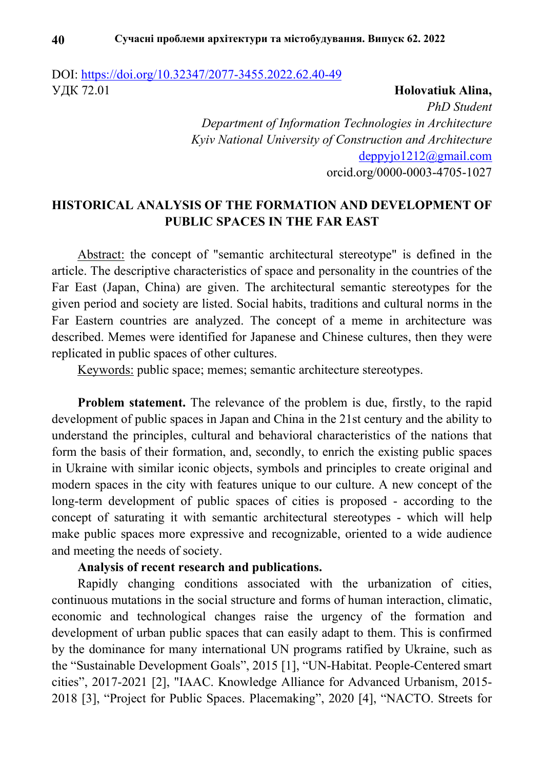DOI: https://doi.org/10.32347/2077-3455.2022.62.40-49

УДК 72.01

**Holovatiuk Alina,**

*PhD Student*

*Department of Information Technologies in Architecture*

*Kyiv National University of Construction and Architecture*

deppyjo1212@gmail.com

orcid.org/0000-0003-4705-1027

# HISTORICAL ANALYSIS OF THE FORMATION AND DEVELOPMENT OF PUBLIC SPACES IN THE FAR EAST

Abstract: the concept of "semantic architectural stereotype" is defined in the article. The descriptive characteristics of space and personality in the countries of the Far East (Japan, China) are given. The architectural semantic stereotypes for the given period and society are listed. Social habits, traditions and cultural norms in the Far Eastern countries are analyzed. The concept of a meme in architecture was described. Memes were identified for Japanese and Chinese cultures, then they were replicated in public spaces of other cultures.

Keywords: public space; memes; semantic architecture stereotypes.

**Problem statement.** The relevance of the problem is due, firstly, to the rapid development of public spaces in Japan and China in the 21st century and the ability to understand the principles, cultural and behavioral characteristics of the nations that form the basis of their formation, and, secondly, to enrich the existing public spaces in Ukraine with similar iconic objects, symbols and principles to create original and modern spaces in the city with features unique to our culture. A new concept of the long-term development of public spaces of cities is proposed - according to the concept of saturating it with semantic architectural stereotypes - which will help make public spaces more expressive and recognizable, oriented to a wide audience and meeting the needs of society.

**Analysis of recent research and publications.**

Rapidly changing conditions associated with the urbanization of cities, continuous mutations in the social structure and forms of human interaction, climatic, economic and technological changes raise the urgency of the formation and development of urban public spaces that can easily adapt to them. This is confirmed by the dominance for many international UN programs ratified by Ukraine, such as the "Sustainable Development Goals", 2015 [1], "UN-Habitat. People-Centered smart cities", 2017-2021 [2], "IAAC. Knowledge Alliance for Advanced Urbanism, 2015-2018 [3], "Project for Public Spaces. Placemaking", 2020 [4], "NACTO. Streets for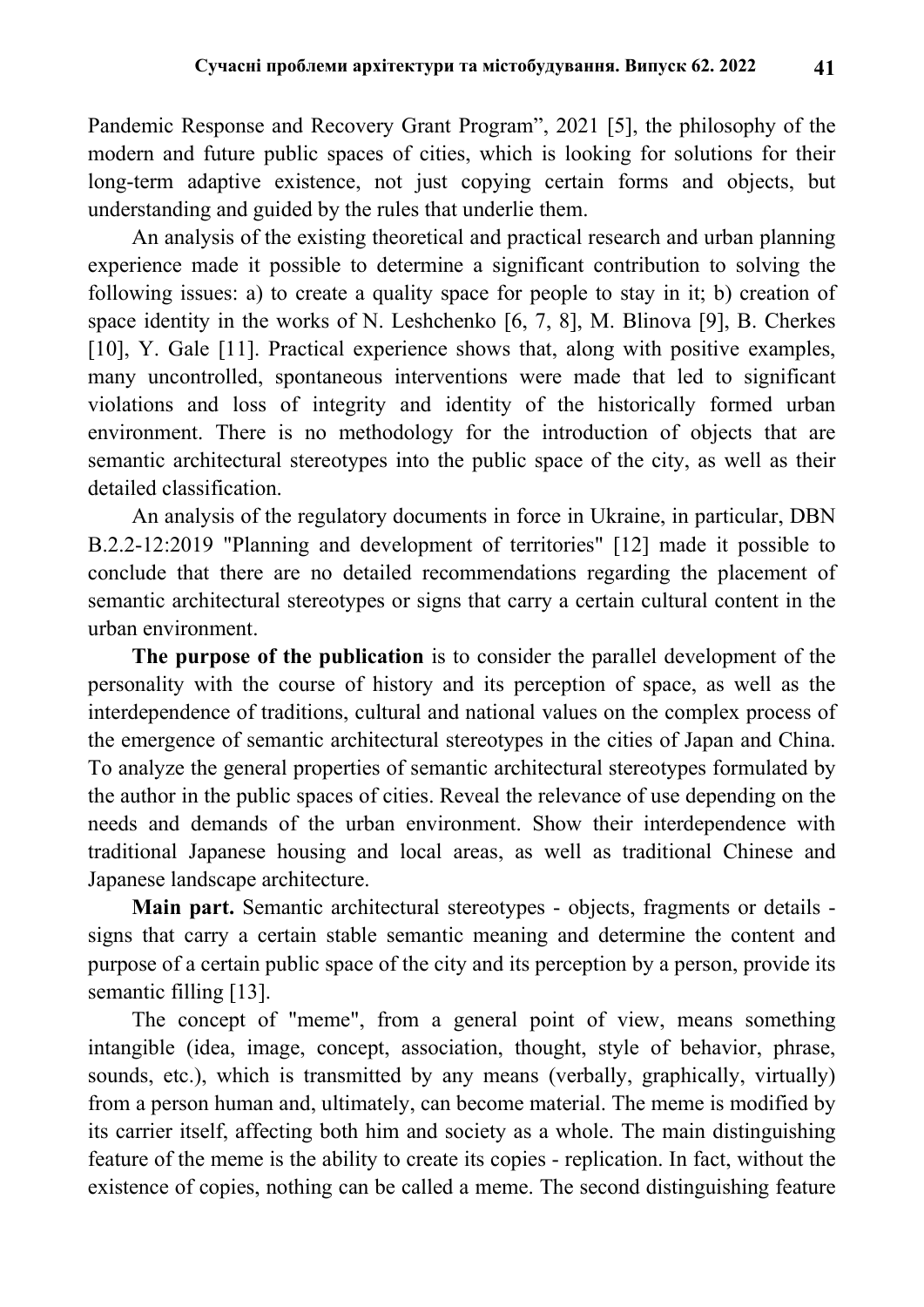Pandemic Response and Recovery Grant Program", 2021 [5], the philosophy of the modern and future public spaces of cities, which is looking for solutions for their long-term adaptive existence, not just copying certain forms and objects, but understanding and guided by the rules that underlie them.

An analysis of the existing theoretical and practical research and urban planning experience made it possible to determine a significant contribution to solving the following issues: a) to create a quality space for people to stay in it; b) creation of space identity in the works of N. Leshchenko [6, 7, 8], M. Blinova [9], B. Cherkes [10], Y. Gale [11]. Practical experience shows that, along with positive examples, many uncontrolled, spontaneous interventions were made that led to significant violations and loss of integrity and identity of the historically formed urban environment. There is no methodology for the introduction of objects that are semantic architectural stereotypes into the public space of the city, as well as their detailed classification.

An analysis of the regulatory documents in force in Ukraine, in particular, DBN B.2.2-12:2019 "Planning and development of territories" [12] made it possible to conclude that there are no detailed recommendations regarding the placement of semantic architectural stereotypes or signs that carry a certain cultural content in the urban environment.

**The purpose of the publication** is to consider the parallel development of the personality with the course of history and its perception of space, as well as the interdependence of traditions, cultural and national values on the complex process of the emergence of semantic architectural stereotypes in the cities of Japan and China. To analyze the general properties of semantic architectural stereotypes formulated by the author in the public spaces of cities. Reveal the relevance of use depending on the needs and demands of the urban environment. Show their interdependence with traditional Japanese housing and local areas, as well as traditional Chinese and Japanese landscape architecture.

**Main part.** Semantic architectural stereotypes - objects, fragments or details - signs that carry a certain stable semantic meaning and determine the content and purpose of a certain public space of the city and its perception by a person, provide its semantic filling [13].

The concept of "meme", from a general point of view, means something intangible (idea, image, concept, association, thought, style of behavior, phrase, sounds, etc.), which is transmitted by any means (verbally, graphically, virtually) from a person human and, ultimately, can become material. The meme is modified by its carrier itself, affecting both him and society as a whole. The main distinguishing feature of the meme is the ability to create its copies - replication. In fact, without the existence of copies, nothing can be called a meme. The second distinguishing feature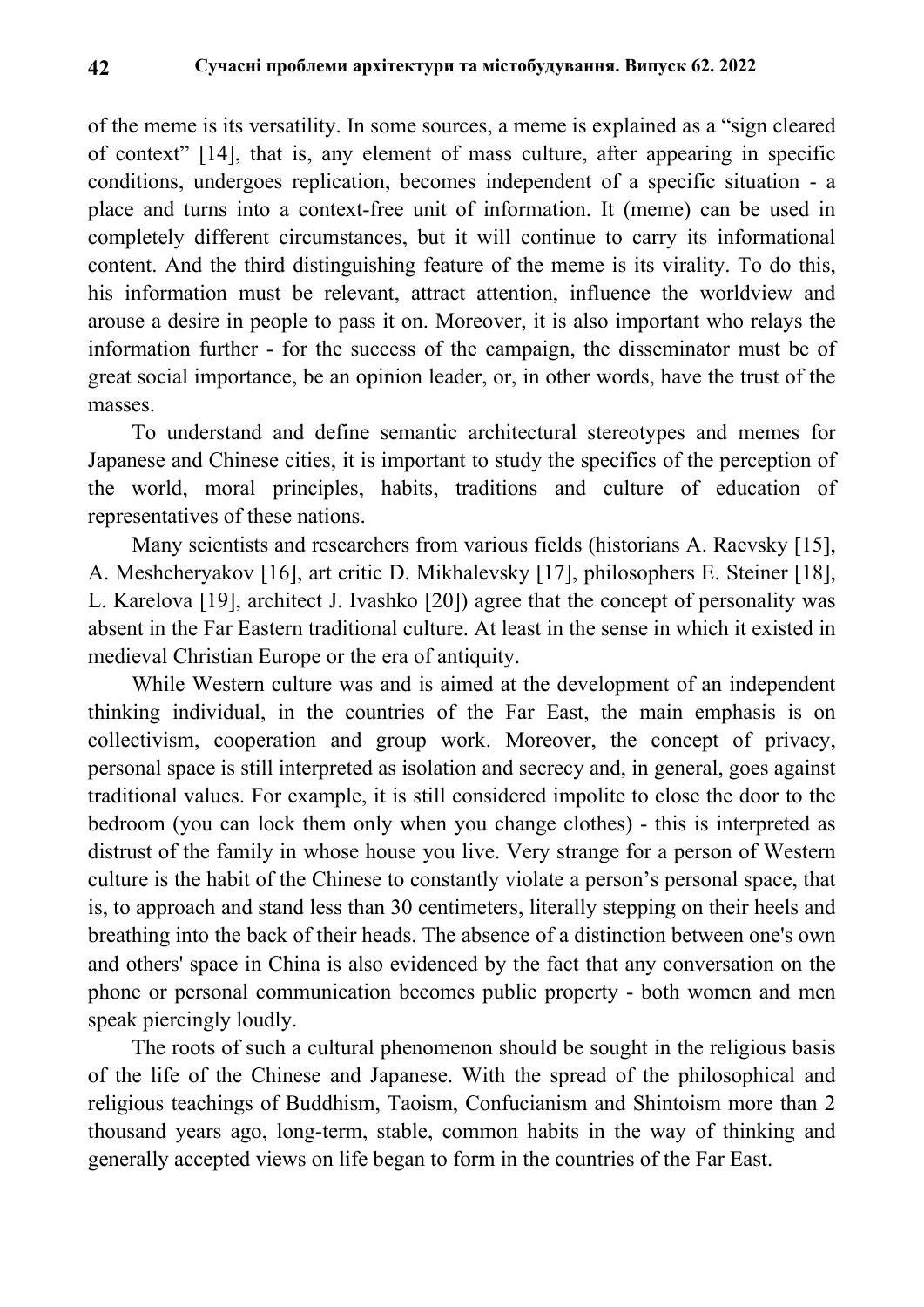of the meme is its versatility. In some sources, a meme is explained as a "sign cleared of context" [14], that is, any element of mass culture, after appearing in specific conditions, undergoes replication, becomes independent of a specific situation - a place and turns into a context-free unit of information. It (meme) can be used in completely different circumstances, but it will continue to carry its informational content. And the third distinguishing feature of the meme is its virality. To do this, his information must be relevant, attract attention, influence the worldview and arouse a desire in people to pass it on. Moreover, it is also important who relays the information further - for the success of the campaign, the disseminator must be of great social importance, be an opinion leader, or, in other words, have the trust of the masses.

To understand and define semantic architectural stereotypes and memes for Japanese and Chinese cities, it is important to study the specifics of the perception of the world, moral principles, habits, traditions and culture of education of representatives of these nations.

Many scientists and researchers from various fields (historians A. Raevsky [15], A. Meshcheryakov [16], art critic D. Mikhalevsky [17], philosophers E. Steiner [18], L. Karelova [19], architect J. Ivashko [20]) agree that the concept of personality was absent in the Far Eastern traditional culture. At least in the sense in which it existed in medieval Christian Europe or the era of antiquity.

While Western culture was and is aimed at the development of an independent thinking individual, in the countries of the Far East, the main emphasis is on collectivism, cooperation and group work. Moreover, the concept of privacy, personal space is still interpreted as isolation and secrecy and, in general, goes against traditional values. For example, it is still considered impolite to close the door to the bedroom (you can lock them only when you change clothes) - this is interpreted as distrust of the family in whose house you live. Very strange for a person of Western culture is the habit of the Chinese to constantly violate a person's personal space, that is, to approach and stand less than 30 centimeters, literally stepping on their heels and breathing into the back of their heads. The absence of a distinction between one's own and others' space in China is also evidenced by the fact that any conversation on the phone or personal communication becomes public property - both women and men speak piercingly loudly.

The roots of such a cultural phenomenon should be sought in the religious basis of the life of the Chinese and Japanese. With the spread of the philosophical and religious teachings of Buddhism, Taoism, Confucianism and Shintoism more than 2 thousand years ago, long-term, stable, common habits in the way of thinking and generally accepted views on life began to form in the countries of the Far East.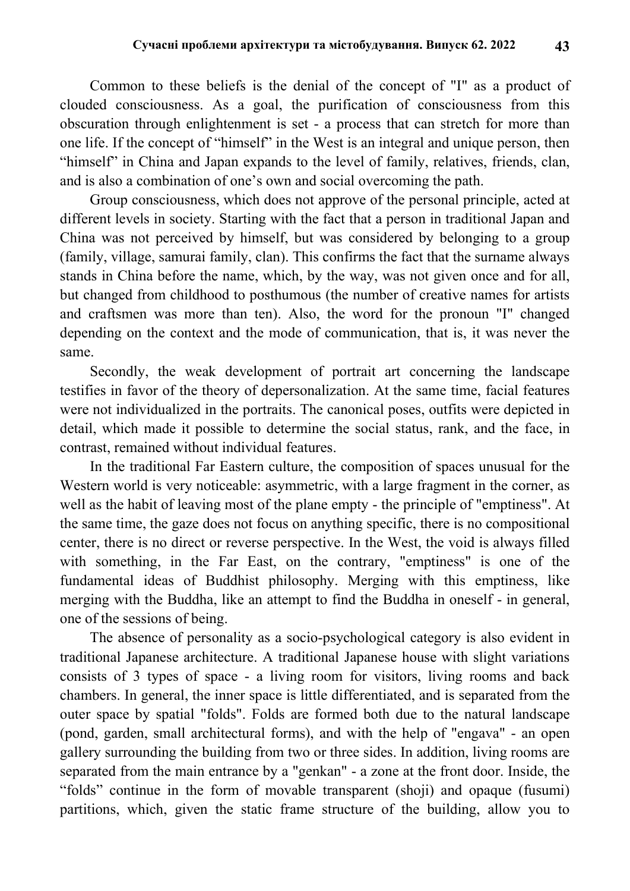Common to these beliefs is the denial of the concept of "I" as a product of clouded consciousness. As a goal, the purification of consciousness from this obscuration through enlightenment is set - a process that can stretch for more than one life. If the concept of “himself” in the West is an integral and unique person, then “himself” in China and Japan expands to the level of family, relatives, friends, clan, and is also a combination of one’s own and social overcoming the path.

Group consciousness, which does not approve of the personal principle, acted at different levels in society. Starting with the fact that a person in traditional Japan and China was not perceived by himself, but was considered by belonging to a group (family, village, samurai family, clan). This confirms the fact that the surname always stands in China before the name, which, by the way, was not given once and for all, but changed from childhood to posthumous (the number of creative names for artists and craftsmen was more than ten). Also, the word for the pronoun "I" changed depending on the context and the mode of communication, that is, it was never the same.

Secondly, the weak development of portrait art concerning the landscape testifies in favor of the theory of depersonalization. At the same time, facial features were not individualized in the portraits. The canonical poses, outfits were depicted in detail, which made it possible to determine the social status, rank, and the face, in contrast, remained without individual features.

In the traditional Far Eastern culture, the composition of spaces unusual for the Western world is very noticeable: asymmetric, with a large fragment in the corner, as well as the habit of leaving most of the plane empty - the principle of "emptiness". At the same time, the gaze does not focus on anything specific, there is no compositional center, there is no direct or reverse perspective. In the West, the void is always filled with something, in the Far East, on the contrary, "emptiness" is one of the fundamental ideas of Buddhist philosophy. Merging with this emptiness, like merging with the Buddha, like an attempt to find the Buddha in oneself - in general, one of the sessions of being.

The absence of personality as a socio-psychological category is also evident in traditional Japanese architecture. A traditional Japanese house with slight variations consists of 3 types of space - a living room for visitors, living rooms and back chambers. In general, the inner space is little differentiated, and is separated from the outer space by spatial "folds". Folds are formed both due to the natural landscape (pond, garden, small architectural forms), and with the help of "engava" - an open gallery surrounding the building from two or three sides. In addition, living rooms are separated from the main entrance by a "genkan" - a zone at the front door. Inside, the “folds” continue in the form of movable transparent (shoji) and opaque (fusumi) partitions, which, given the static frame structure of the building, allow you to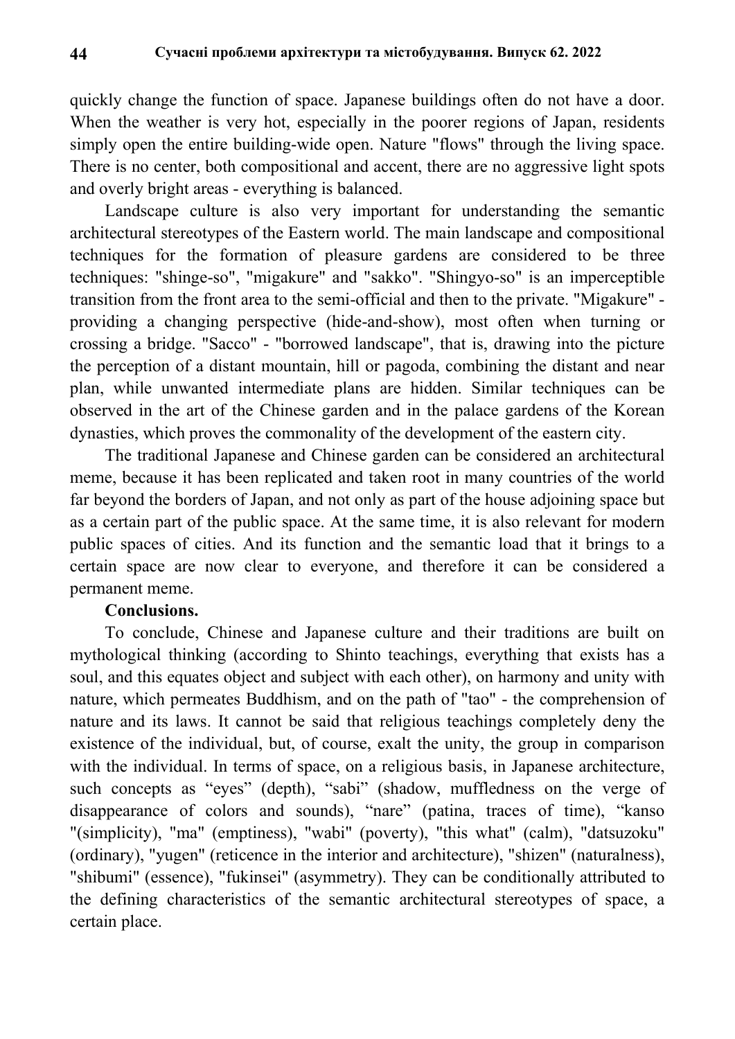quickly change the function of space. Japanese buildings often do not have a door. When the weather is very hot, especially in the poorer regions of Japan, residents simply open the entire building-wide open. Nature "flows" through the living space. There is no center, both compositional and accent, there are no aggressive light spots and overly bright areas - everything is balanced.

Landscape culture is also very important for understanding the semantic architectural stereotypes of the Eastern world. The main landscape and compositional techniques for the formation of pleasure gardens are considered to be three techniques: "shinge-so", "migakure" and "sakko". "Shingyo-so" is an imperceptible transition from the front area to the semi-official and then to the private. "Migakure" - providing a changing perspective (hide-and-show), most often when turning or crossing a bridge. "Sacco" - "borrowed landscape", that is, drawing into the picture the perception of a distant mountain, hill or pagoda, combining the distant and near plan, while unwanted intermediate plans are hidden. Similar techniques can be observed in the art of the Chinese garden and in the palace gardens of the Korean dynasties, which proves the commonality of the development of the eastern city.

The traditional Japanese and Chinese garden can be considered an architectural meme, because it has been replicated and taken root in many countries of the world far beyond the borders of Japan, and not only as part of the house adjoining space but as a certain part of the public space. At the same time, it is also relevant for modern public spaces of cities. And its function and the semantic load that it brings to a certain space are now clear to everyone, and therefore it can be considered a permanent meme.

**Conclusions.**

To conclude, Chinese and Japanese culture and their traditions are built on mythological thinking (according to Shinto teachings, everything that exists has a soul, and this equates object and subject with each other), on harmony and unity with nature, which permeates Buddhism, and on the path of "tao" - the comprehension of nature and its laws. It cannot be said that religious teachings completely deny the existence of the individual, but, of course, exalt the unity, the group in comparison with the individual. In terms of space, on a religious basis, in Japanese architecture, such concepts as "eyes" (depth), "sabi" (shadow, muffledness on the verge of disappearance of colors and sounds), "nare" (patina, traces of time), "kanso "(simplicity), "ma" (emptiness), "wabi" (poverty), "this what" (calm), "datsuzoku" (ordinary), "yugen" (reticence in the interior and architecture), "shizen" (naturalness), "shibumi" (essence), "fukinsei" (asymmetry). They can be conditionally attributed to the defining characteristics of the semantic architectural stereotypes of space, a certain place.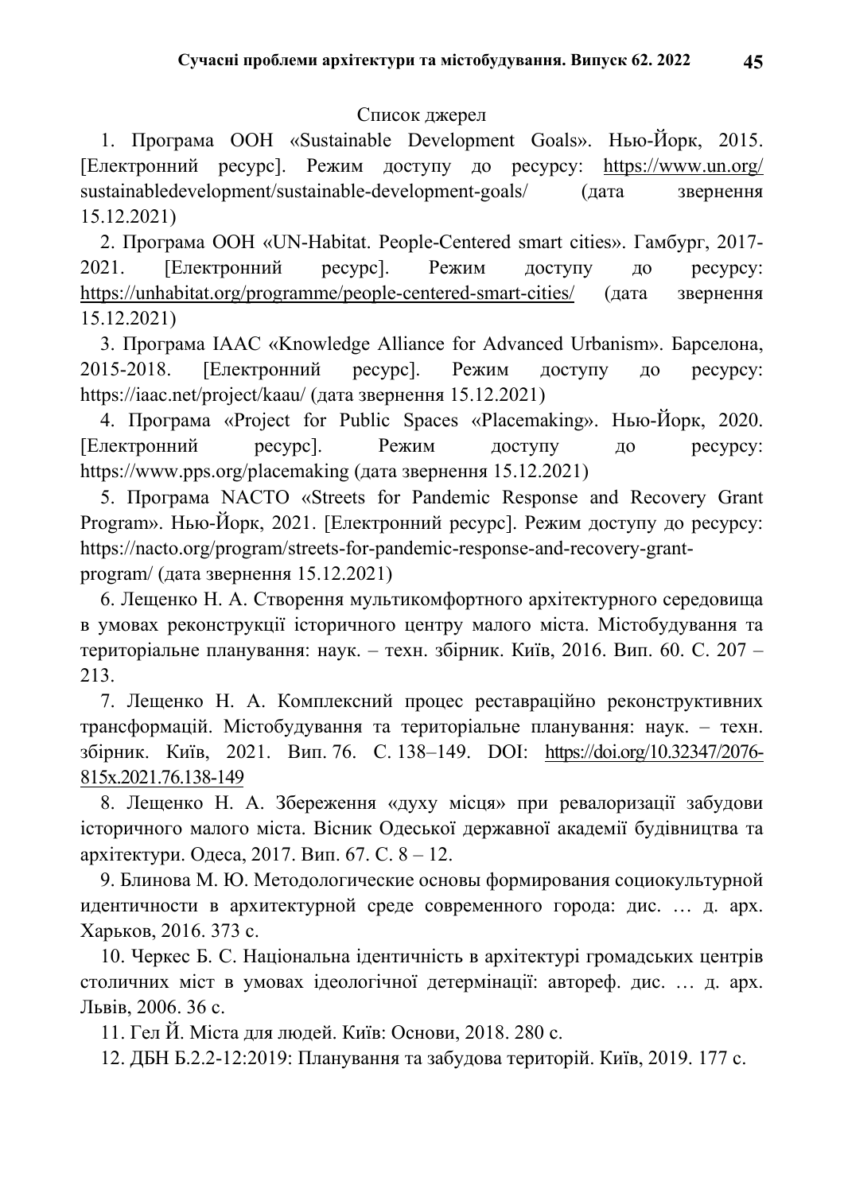## Список джерел

1. Програма ООН «Sustainable Development Goals». Нью-Йорк, 2015. [Електронний ресурс]. Режим доступу до ресурсу: https://www.un.org/sustainabledevelopment/sustainable-development-goals/ (дата звернення 15.12.2021)

2. Програма ООН «UN-Habitat. People-Centered smart cities». Гамбург, 2017-2021. [Електронний ресурс]. Режим доступу до ресурсу: https://unhabitat.org/programme/people-centered-smart-cities/ (дата звернення 15.12.2021)

3. Програма IAAC «Knowledge Alliance for Advanced Urbanism». Барселона, 2015-2018. [Електронний ресурс]. Режим доступу до ресурсу: https://iaac.net/project/kaau/ (дата звернення 15.12.2021)

4. Програма «Project for Public Spaces «Placemaking». Нью-Йорк, 2020. [Електронний ресурс]. Режим доступу до ресурсу: https://www.pps.org/placemaking (дата звернення 15.12.2021)

5. Програма NACTO «Streets for Pandemic Response and Recovery Grant Program». Нью-Йорк, 2021. [Електронний ресурс]. Режим доступу до ресурсу: https://nacto.org/program/streets-for-pandemic-response-and-recovery-grant-program/ (дата звернення 15.12.2021)

6. Лещенко Н. А. Створення мультикомфортного архітектурного середовища в умовах реконструкції історичного центру малого міста. Містобудування та територіальне планування: наук. – техн. збірник. Київ, 2016. Вип. 60. С. 207 – 213.

7. Лещенко Н. А. Комплексний процес реставраційно реконструктивних трансформацій. Містобудування та територіальне планування: наук. – техн. збірник. Київ, 2021. Вип. 76. С. 138–149. DOI: https://doi.org/10.32347/2076-815x.2021.76.138-149

8. Лещенко Н. А. Збереження «духу місця» при ревалоризації забудови історичного малого міста. Вісник Одеської державної академії будівництва та архітектури. Одеса, 2017. Вип. 67. С. 8 – 12.

9. Блинова М. Ю. Методологические основы формирования социокультурной идентичности в архитектурной среде современного города: дис. … д. арх. Харьков, 2016. 373 с.

10. Черкес Б. С. Національна ідентичність в архітектурі громадських центрів столичних міст в умовах ідеологічної детермінації: автореф. дис. … д. арх. Львів, 2006. 36 с.

11. Гел Й. Міста для людей. Київ: Основи, 2018. 280 с.

12. ДБН Б.2.2-12:2019: Планування та забудова територій. Київ, 2019. 177 с.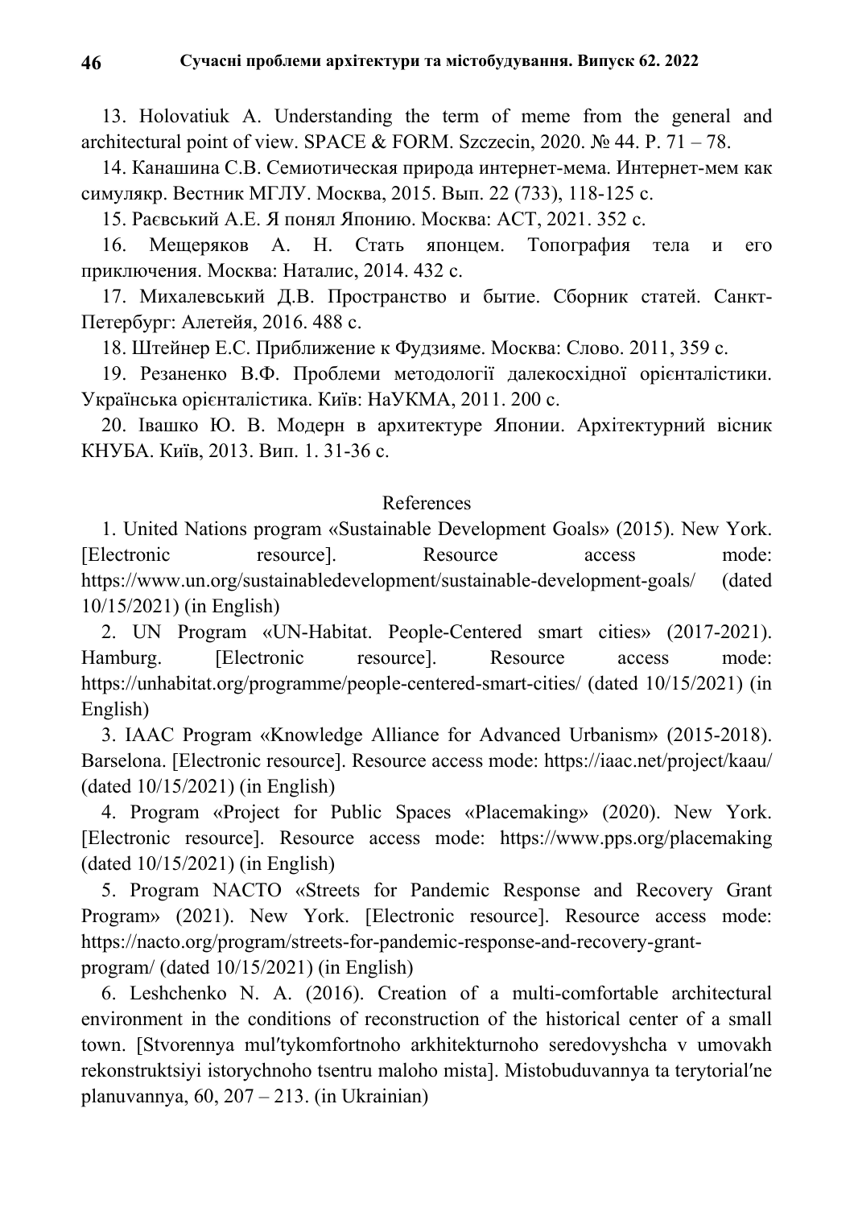13. Holovatiuk A. Understanding the term of meme from the general and architectural point of view. SPACE & FORM. Szczecin, 2020. № 44. P. 71 – 78.

14. Канашина С.В. Семиотическая природа интернет-мема. Интернет-мем как симулякр. Вестник МГЛУ. Москва, 2015. Вып. 22 (733), 118-125 с.

15. Раєвський А.Е. Я понял Японию. Москва: АСТ, 2021. 352 с.

16. Мещеряков А. Н. Стать японцем. Топография тела и его приключения. Москва: Наталис, 2014. 432 с.

17. Михалевський Д.В. Пространство и бытие. Сборник статей. Санкт-Петербург: Алетейя, 2016. 488 с.

18. Штейнер Е.С. Приближение к Фудзияме. Москва: Слово. 2011, 359 с.

19. Резаненко В.Ф. Проблеми методології далекосхідної орієнталістики. Українська орієнталістика. Київ: НаУКМА, 2011. 200 с.

20. Івашко Ю. В. Модерн в архитектуре Японии. Архітектурний вісник КНУБА. Київ, 2013. Вип. 1. 31-36 с.

References

1. United Nations program «Sustainable Development Goals» (2015). New York. [Electronic resource]. Resource access mode: https://www.un.org/sustainabledevelopment/sustainable-development-goals/ (dated 10/15/2021) (in English)

2. UN Program «UN-Habitat. People-Centered smart cities» (2017-2021). Hamburg. [Electronic resource]. Resource access mode: https://unhabitat.org/programme/people-centered-smart-cities/ (dated 10/15/2021) (in English)

3. IAAC Program «Knowledge Alliance for Advanced Urbanism» (2015-2018). Barselona. [Electronic resource]. Resource access mode: https://iaac.net/project/kaau/ (dated 10/15/2021) (in English)

4. Program «Project for Public Spaces «Placemaking» (2020). New York. [Electronic resource]. Resource access mode: https://www.pps.org/placemaking (dated 10/15/2021) (in English)

5. Program NACTO «Streets for Pandemic Response and Recovery Grant Program» (2021). New York. [Electronic resource]. Resource access mode: https://nacto.org/program/streets-for-pandemic-response-and-recovery-grant-program/ (dated 10/15/2021) (in English)

6. Leshchenko N. A. (2016). Creation of a multi-comfortable architectural environment in the conditions of reconstruction of the historical center of a small town. [Stvorennya mulʹtykomfortnoho arkhitekturnoho seredovyshcha v umovakh rekonstruktsiyi istorychnoho tsentru maloho mista]. Mistobuduvannya ta terytorialʹne planuvannya, 60, 207 – 213. (in Ukrainian)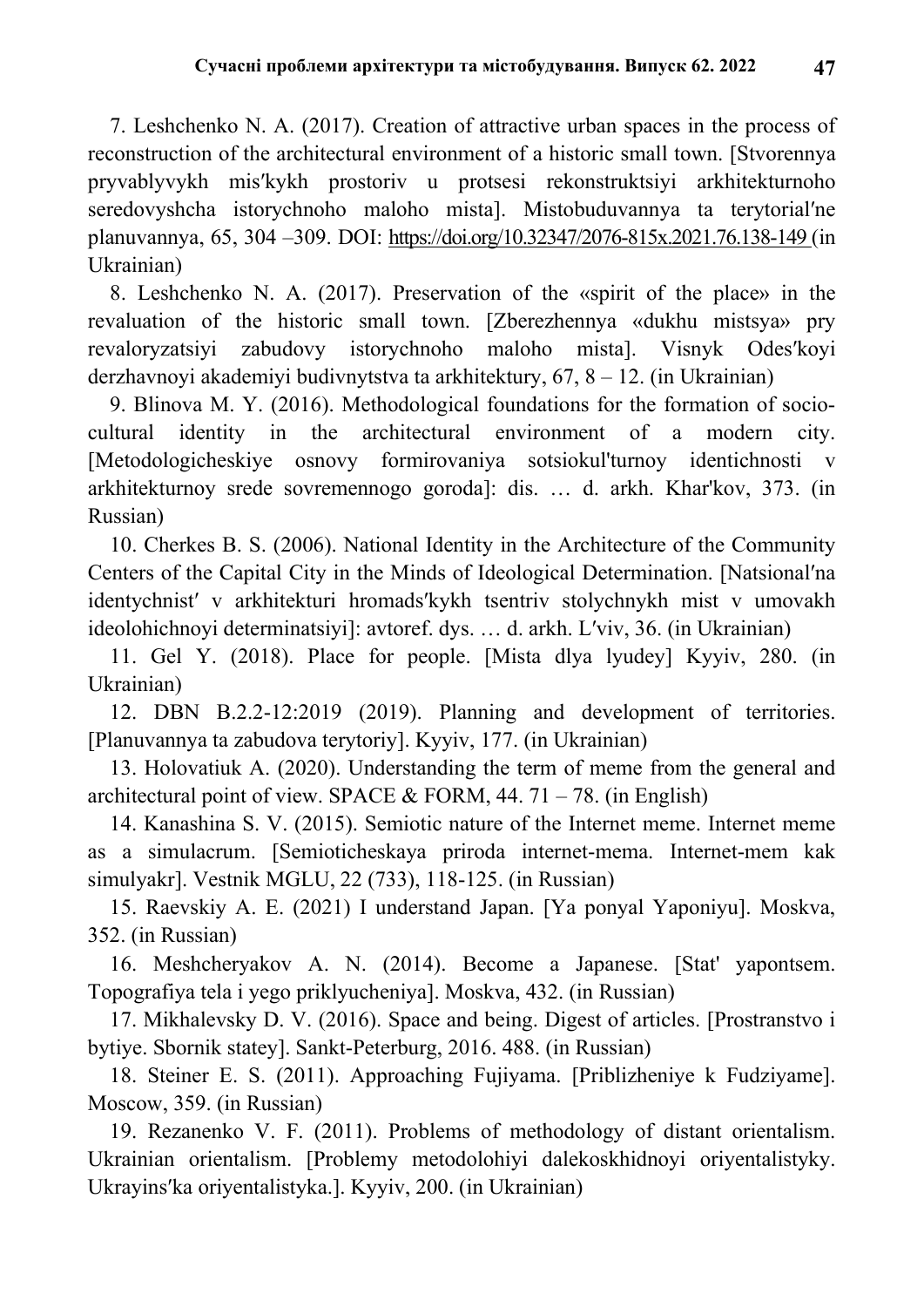7. Leshchenko N. A. (2017). Creation of attractive urban spaces in the process of reconstruction of the architectural environment of a historic small town. [Stvorennya pryvablyvykh mis′kykh prostoriv u protsesi rekonstruktsiyi arkhitekturnoho seredovyshcha istorychnoho maloho mista]. Mistobuduvannya ta terytorial′ne planuvannya, 65, 304 –309. DOI: https://doi.org/10.32347/2076-815x.2021.76.138-149 (in Ukrainian)

8. Leshchenko N. A. (2017). Preservation of the «spirit of the place» in the revaluation of the historic small town. [Zberezhennya «dukhu mistsya» pry revaloryzatsiyi zabudovy istorychnoho maloho mista]. Visnyk Odes′koyi derzhavnoyi akademiyi budivnytstva ta arkhitektury, 67, 8 – 12. (in Ukrainian)

9. Blinova M. Y. (2016). Methodological foundations for the formation of socio-cultural identity in the architectural environment of a modern city. [Metodologicheskiye osnovy formirovaniya sotsiokul'turnoy identichnosti v arkhitekturnoy srede sovremennogo goroda]: dis. … d. arkh. Khar'kov, 373. (in Russian)

10. Cherkes B. S. (2006). National Identity in the Architecture of the Community Centers of the Capital City in the Minds of Ideological Determination. [Natsional′na identychnist′ v arkhitekturi hromads′kykh tsentriv stolychnykh mist v umovakh ideolohichnoyi determinatsiyi]: avtoref. dys. … d. arkh. L′viv, 36. (in Ukrainian)

11. Gel Y. (2018). Place for people. [Mista dlya lyudey] Kyyiv, 280. (in Ukrainian)

12. DBN B.2.2-12:2019 (2019). Planning and development of territories. [Planuvannya ta zabudova terytoriy]. Kyyiv, 177. (in Ukrainian)

13. Holovatiuk A. (2020). Understanding the term of meme from the general and architectural point of view. SPACE & FORM, 44. 71 – 78. (in English)

14. Kanashina S. V. (2015). Semiotic nature of the Internet meme. Internet meme as a simulacrum. [Semioticheskaya priroda internet-mema. Internet-mem kak simulyakr]. Vestnik MGLU, 22 (733), 118-125. (in Russian)

15. Raevskiy A. E. (2021) I understand Japan. [Ya ponyal Yaponiyu]. Moskva, 352. (in Russian)

16. Meshcheryakov A. N. (2014). Become a Japanese. [Stat' yapontsem. Topografiya tela i yego priklyucheniya]. Moskva, 432. (in Russian)

17. Mikhalevsky D. V. (2016). Space and being. Digest of articles. [Prostranstvo i bytiye. Sbornik statey]. Sankt-Peterburg, 2016. 488. (in Russian)

18. Steiner E. S. (2011). Approaching Fujiyama. [Priblizheniye k Fudziyame]. Moscow, 359. (in Russian)

19. Rezanenko V. F. (2011). Problems of methodology of distant orientalism. Ukrainian orientalism. [Problemy metodolohiyi dalekoskhidnoyi oriyentalistyky. Ukrayins′ka oriyentalistyka.]. Kyyiv, 200. (in Ukrainian)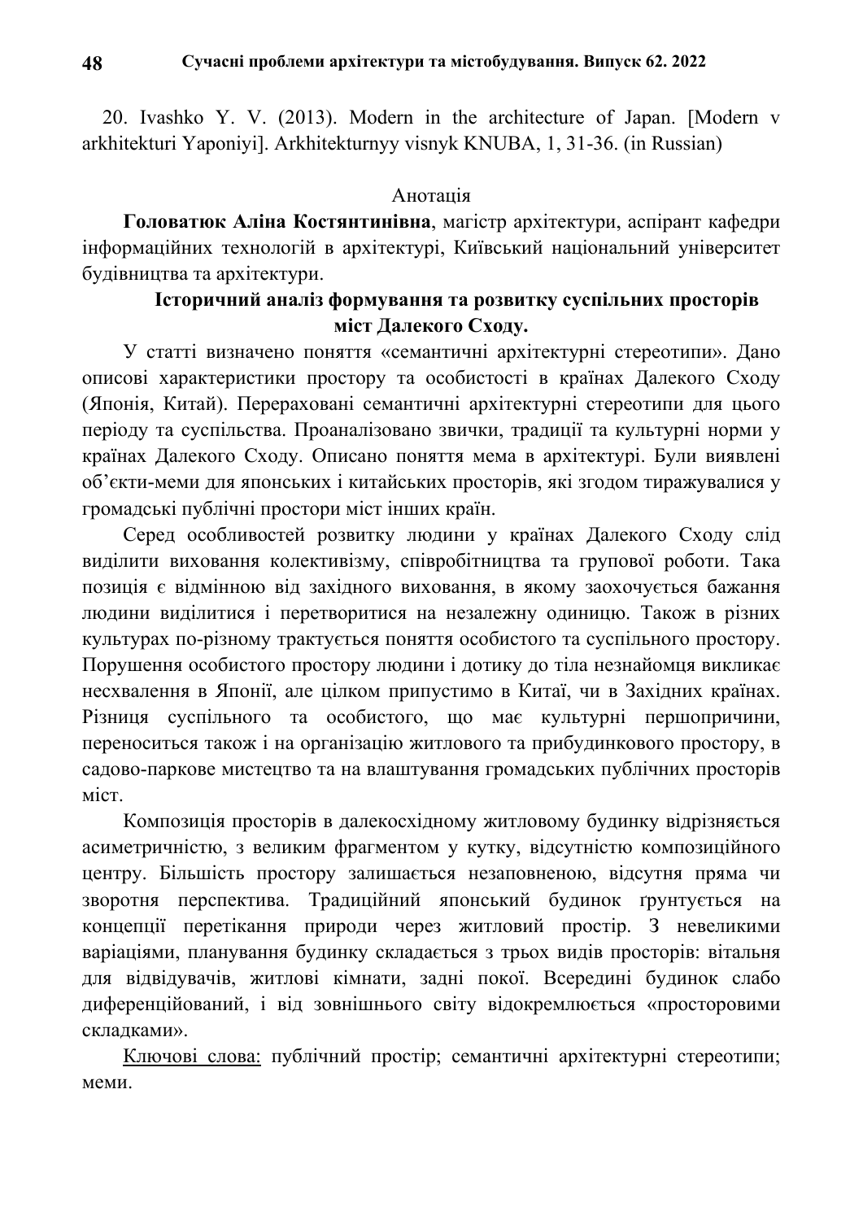20. Ivashko Y. V. (2013). Modern in the architecture of Japan. [Modern v arkhitekturi Yaponiyi]. Arkhitekturnyy visnyk KNUBA, 1, 31-36. (in Russian)

Анотація

**Головатюк Аліна Костянтинівна**, магістр архітектури, аспірант кафедри інформаційних технологій в архітектурі, Київський національний університет будівництва та архітектури.

**Історичний аналіз формування та розвитку суспільних просторів міст Далекого Сходу.**

У статті визначено поняття «семантичні архітектурні стереотипи». Дано описові характеристики простору та особистості в країнах Далекого Сходу (Японія, Китай). Перераховані семантичні архітектурні стереотипи для цього періоду та суспільства. Проаналізовано звички, традиції та культурні норми у країнах Далекого Сходу. Описано поняття мема в архітектурі. Були виявлені об'єкти-меми для японських і китайських просторів, які згодом тиражувалися у громадські публічні простори міст інших країн.

Серед особливостей розвитку людини у країнах Далекого Сходу слід виділити виховання колективізму, співробітництва та групової роботи. Така позиція є відмінною від західного виховання, в якому заохочується бажання людини виділитися і перетворитися на незалежну одиницю. Також в різних культурах по-різному трактується поняття особистого та суспільного простору. Порушення особистого простору людини і дотику до тіла незнайомця викликає несхвалення в Японії, але цілком припустимо в Китаї, чи в Західних країнах. Різниця суспільного та особистого, що має культурні першопричини, переноситься також і на організацію житлового та прибудинкового простору, в садово-паркове мистецтво та на влаштування громадських публічних просторів міст.

Композиція просторів в далекосхідному житловому будинку відрізняється асиметричністю, з великим фрагментом у кутку, відсутністю композиційного центру. Більшість простору залишається незаповненою, відсутня пряма чи зворотня перспектива. Традиційний японський будинок ґрунтується на концепції перетікання природи через житловий простір. З невеликими варіаціями, планування будинку складається з трьох видів просторів: вітальня для відвідувачів, житлові кімнати, задні покої. Всередині будинок слабо диференційований, і від зовнішнього світу відокремлюється «просторовими складками».

<u>Ключові слова:</u> публічний простір; семантичні архітектурні стереотипи; меми.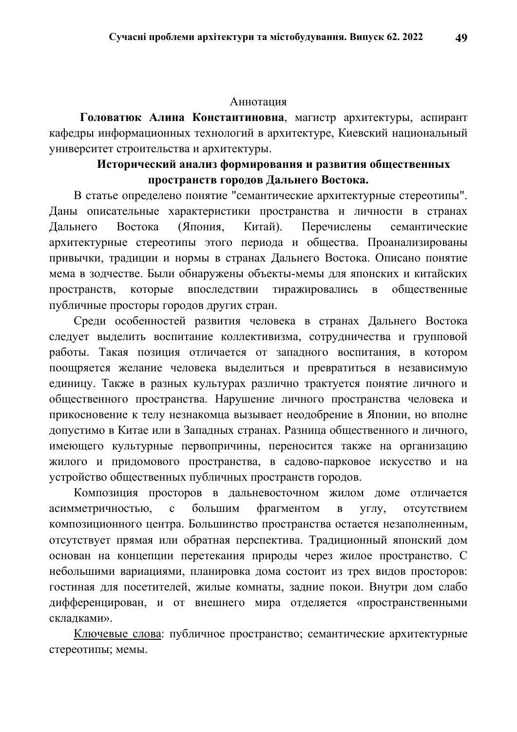Аннотация

**Головатюк Алина Константиновна**, магистр архитектуры, аспирант кафедры информационных технологий в архитектуре, Киевский национальный университет строительства и архитектуры.

**Исторический анализ формирования и развития общественных пространств городов Дальнего Востока.**

В статье определено понятие "семантические архитектурные стереотипы". Даны описательные характеристики пространства и личности в странах Дальнего Востока (Япония, Китай). Перечислены семантические архитектурные стереотипы этого периода и общества. Проанализированы привычки, традиции и нормы в странах Дальнего Востока. Описано понятие мема в зодчестве. Были обнаружены объекты-мемы для японских и китайских пространств, которые впоследствии тиражировались в общественные публичные просторы городов других стран.

Среди особенностей развития человека в странах Дальнего Востока следует выделить воспитание коллективизма, сотрудничества и групповой работы. Такая позиция отличается от западного воспитания, в котором поощряется желание человека выделиться и превратиться в независимую единицу. Также в разных культурах различно трактуется понятие личного и общественного пространства. Нарушение личного пространства человека и прикосновение к телу незнакомца вызывает неодобрение в Японии, но вполне допустимо в Китае или в Западных странах. Разница общественного и личного, имеющего культурные первопричины, переносится также на организацию жилого и придомового пространства, в садово-парковое искусство и на устройство общественных публичных пространств городов.

Композиция просторов в дальневосточном жилом доме отличается асимметричностью, с большим фрагментом в углу, отсутствием композиционного центра. Большинство пространства остается незаполненным, отсутствует прямая или обратная перспектива. Традиционный японский дом основан на концепции перетекания природы через жилое пространство. С небольшими вариациями, планировка дома состоит из трех видов просторов: гостиная для посетителей, жилые комнаты, задние покои. Внутри дом слабо дифференцирован, и от внешнего мира отделяется «пространственными складками».

Ключевые слова: публичное пространство; семантические архитектурные стереотипы; мемы.